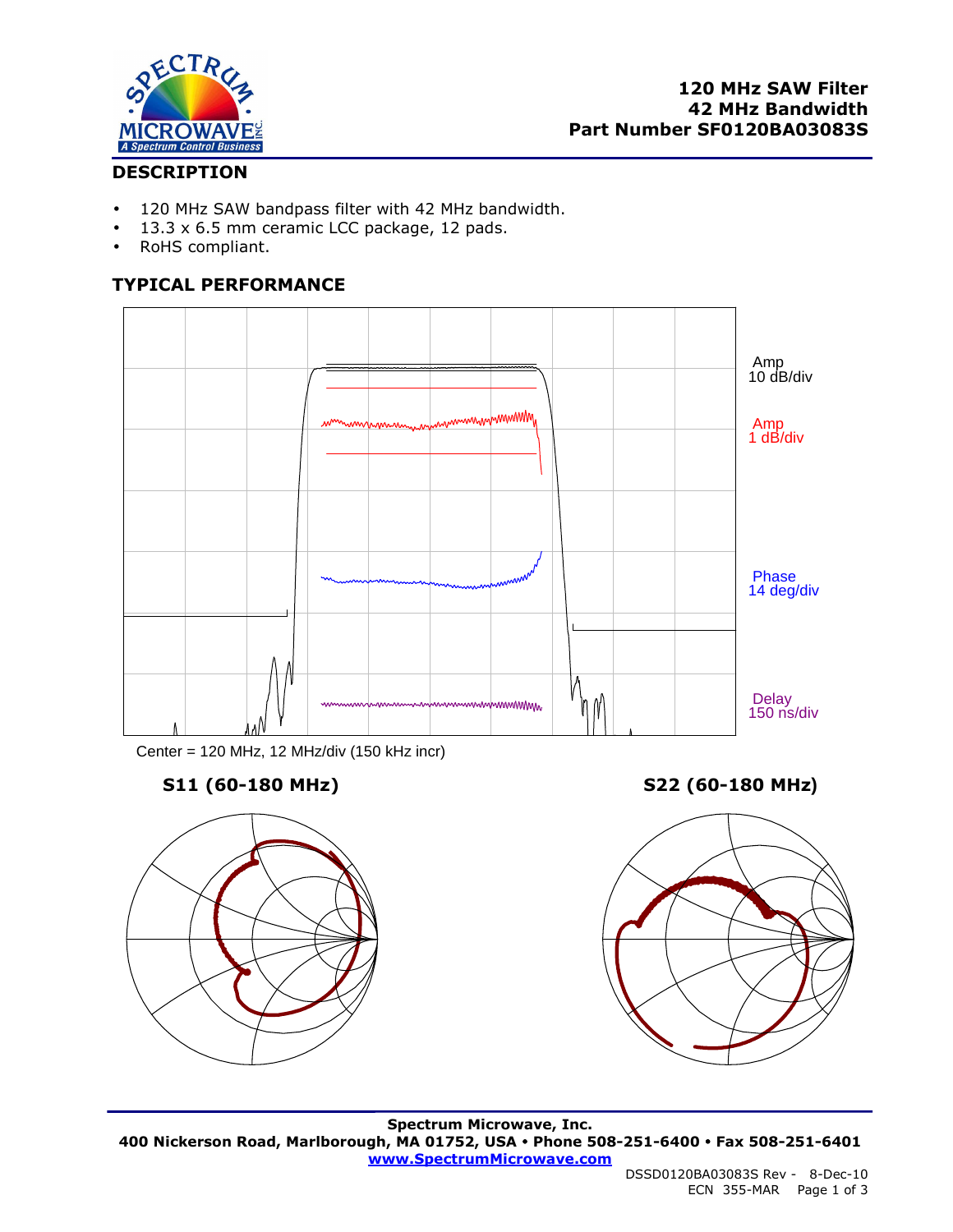# 120 MHz SAW Filter
# 42 MHz Bandwidth
# Part Number SF0120BA03083S

## DESCRIPTION

- 120 MHz SAW bandpass filter with 42 MHz bandwidth.
- 13.3 x 6.5 mm ceramic LCC package, 12 pads.
- RoHS compliant.

## TYPICAL PERFORMANCE

Amp 10 dB/div

Amp 1 dB/div

Phase 14 deg/div

Delay 150 ns/div

Center = 120 MHz, 12 MHz/div (150 kHz incr)

**S11 (60-180 MHz)**

**S22 (60-180 MHz)**

**Spectrum Microwave, Inc.**
**400 Nickerson Road, Marlborough, MA 01752, USA • Phone 508-251-6400 • Fax 508-251-6401**
**www.SpectrumMicrowave.com**

DSSD0120BA03083S Rev - 8-Dec-10
ECN 355-MAR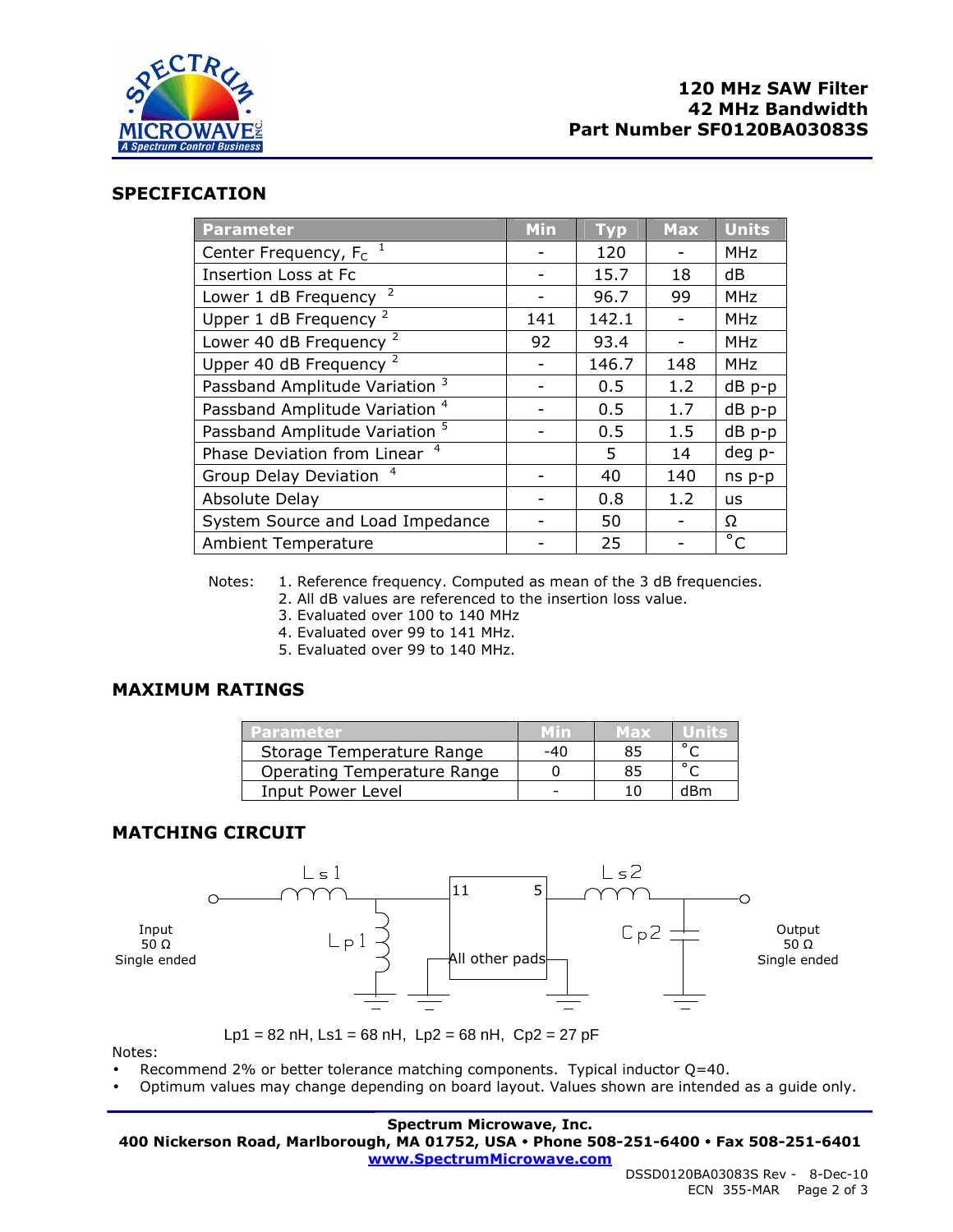**120 MHz SAW Filter**
**42 MHz Bandwidth**
**Part Number SF0120BA03083S**

## SPECIFICATION

| Parameter | Min | Typ | Max | Units |
|---|---|---|---|---|
| Center Frequency, $F_C$ [1] | - | 120 | - | MHz |
| Insertion Loss at Fc | - | 15.7 | 18 | dB |
| Lower 1 dB Frequency [2] | - | 96.7 | 99 | MHz |
| Upper 1 dB Frequency [2] | 141 | 142.1 | - | MHz |
| Lower 40 dB Frequency [2] | 92 | 93.4 | - | MHz |
| Upper 40 dB Frequency [2] | - | 146.7 | 148 | MHz |
| Passband Amplitude Variation [3] | - | 0.5 | 1.2 | dB p-p |
| Passband Amplitude Variation [4] | - | 0.5 | 1.7 | dB p-p |
| Passband Amplitude Variation [5] | - | 0.5 | 1.5 | dB p-p |
| Phase Deviation from Linear [4] | | 5 | 14 | deg p- |
| Group Delay Deviation [4] | - | 40 | 140 | ns p-p |
| Absolute Delay | - | 0.8 | 1.2 | us |
| System Source and Load Impedance | - | 50 | - | Ω |
| Ambient Temperature | - | 25 | - | °C |

Notes:
1. Reference frequency. Computed as mean of the 3 dB frequencies.
2. All dB values are referenced to the insertion loss value.
3. Evaluated over 100 to 140 MHz
4. Evaluated over 99 to 141 MHz.
5. Evaluated over 99 to 140 MHz.

## MAXIMUM RATINGS

| Parameter | Min | Max | Units |
|---|---|---|---|
| Storage Temperature Range | -40 | 85 | °C |
| Operating Temperature Range | 0 | 85 | °C |
| Input Power Level | - | 10 | dBm |

## MATCHING CIRCUIT

Input 50 Ω Single ended — Ls1 — Lp1 — [11 | All other pads | 5] — Ls2 — Cp2 — Output 50 Ω Single ended

Lp1 = 82 nH, Ls1 = 68 nH, Lp2 = 68 nH, Cp2 = 27 pF

Notes:
- Recommend 2% or better tolerance matching components. Typical inductor Q=40.
- Optimum values may change depending on board layout. Values shown are intended as a guide only.

**Spectrum Microwave, Inc.**
**400 Nickerson Road, Marlborough, MA 01752, USA • Phone 508-251-6400 • Fax 508-251-6401**
**www.SpectrumMicrowave.com**

DSSD0120BA03083S Rev - 8-Dec-10
ECN 355-MAR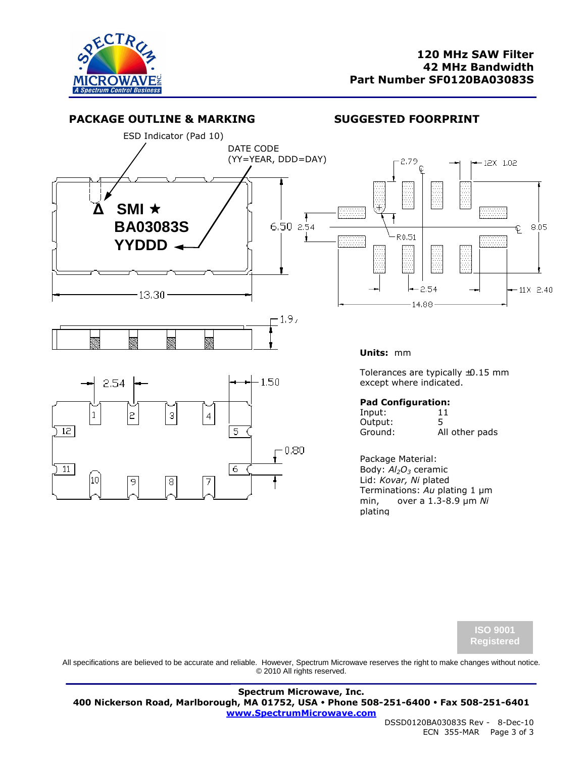**120 MHz SAW Filter**
**42 MHz Bandwidth**
**Part Number SF0120BA03083S**

## PACKAGE OUTLINE & MARKING

## SUGGESTED FOORPRINT

ESD Indicator (Pad 10)

DATE CODE
(YY=YEAR, DDD=DAY)

Δ SMI ★
BA03083S
YYDDD

6.50
13.30
1.97
2.54
1.50
0.80

1 2 3 4 5 6 7 8 9 10 11 12

2.79
12X 1.02
2.54
R0.51
8.05
2.54
11X 2.40
14.88

**Units:** mm

Tolerances are typically ±0.15 mm except where indicated.

**Pad Configuration:**

| | |
|---|---|
| Input: | 11 |
| Output: | 5 |
| Ground: | All other pads |

Package Material:
Body: $Al_2O_3$ ceramic
Lid: *Kovar, Ni* plated
Terminations: *Au* plating 1 µm min, over a 1.3-8.9 µm *Ni* plating

ISO 9001 Registered

All specifications are believed to be accurate and reliable. However, Spectrum Microwave reserves the right to make changes without notice.
© 2010 All rights reserved.

**Spectrum Microwave, Inc.**
**400 Nickerson Road, Marlborough, MA 01752, USA • Phone 508-251-6400 • Fax 508-251-6401**
**www.SpectrumMicrowave.com**

DSSD0120BA03083S Rev - 8-Dec-10
ECN 355-MAR